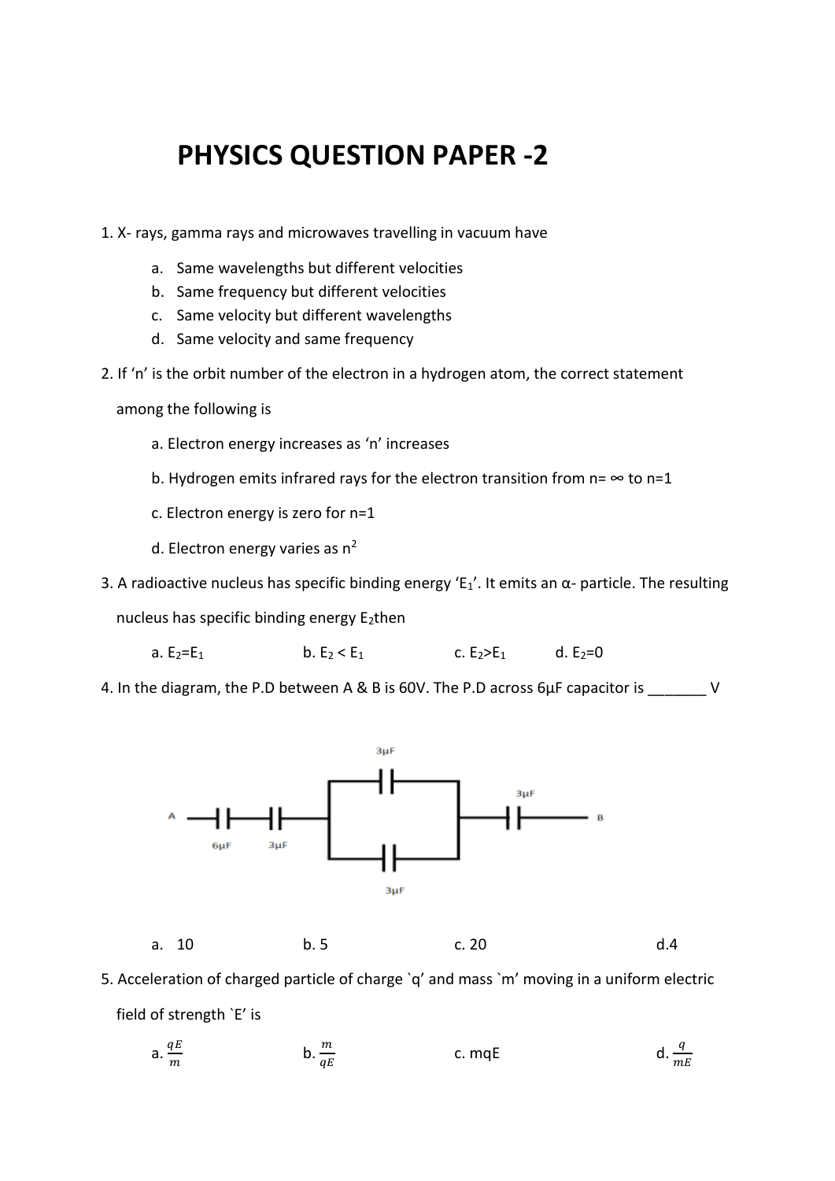# PHYSICS QUESTION PAPER -2

1. X- rays, gamma rays and microwaves travelling in vacuum have

   a. Same wavelengths but different velocities
   b. Same frequency but different velocities
   c. Same velocity but different wavelengths
   d. Same velocity and same frequency

2. If 'n' is the orbit number of the electron in a hydrogen atom, the correct statement among the following is

   a. Electron energy increases as 'n' increases
   b. Hydrogen emits infrared rays for the electron transition from n= ∞ to n=1
   c. Electron energy is zero for n=1
   d. Electron energy varies as $n^2$

3. A radioactive nucleus has specific binding energy '$E_1$'. It emits an α- particle. The resulting nucleus has specific binding energy $E_2$ then

   a. $E_2=E_1$  b. $E_2 < E_1$  c. $E_2>E_1$  d. $E_2=0$

4. In the diagram, the P.D between A & B is 60V. The P.D across 6μF capacitor is _______ V

   A —6μF—3μF—[3μF ∥ 3μF]—3μF— B

   a. 10  b. 5  c. 20  d. 4

5. Acceleration of charged particle of charge `q' and mass `m' moving in a uniform electric field of strength `E' is

   a. $\frac{qE}{m}$  b. $\frac{m}{qE}$  c. mqE  d. $\frac{q}{mE}$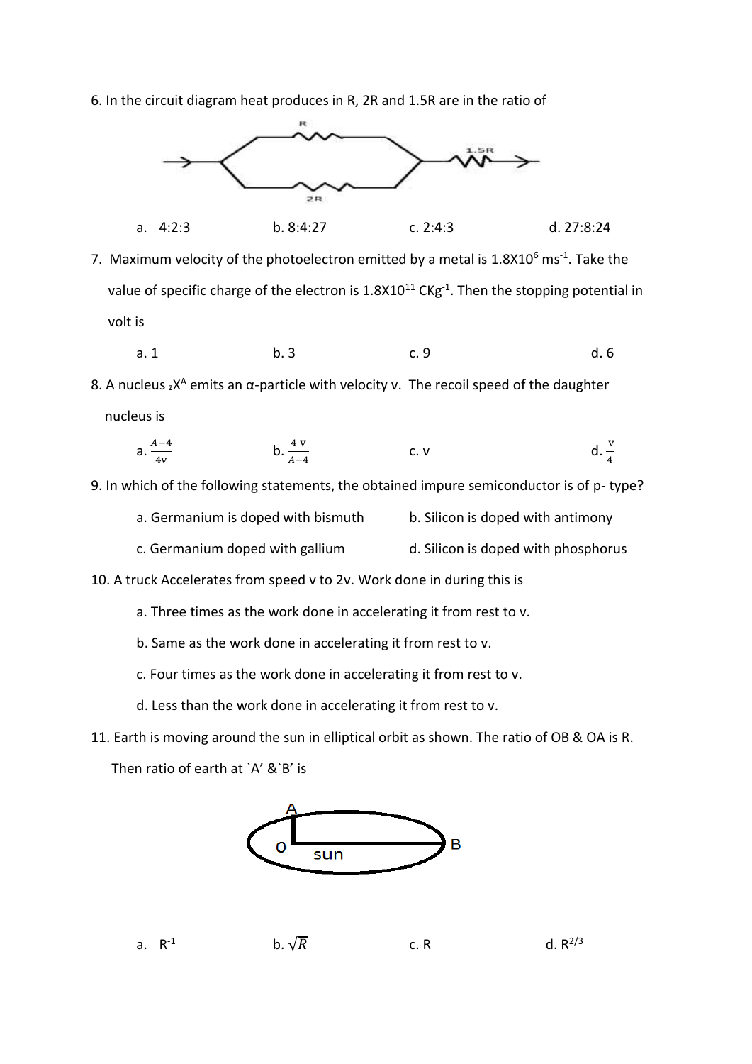6. In the circuit diagram heat produces in R, 2R and 1.5R are in the ratio of

a. 4:2:3 &nbsp;&nbsp;&nbsp;&nbsp; b. 8:4:27 &nbsp;&nbsp;&nbsp;&nbsp; c. 2:4:3 &nbsp;&nbsp;&nbsp;&nbsp; d. 27:8:24

7. Maximum velocity of the photoelectron emitted by a metal is $1.8 \times 10^{6}\ ms^{-1}$. Take the value of specific charge of the electron is $1.8 \times 10^{11}\ CKg^{-1}$. Then the stopping potential in volt is

a. 1 &nbsp;&nbsp;&nbsp;&nbsp; b. 3 &nbsp;&nbsp;&nbsp;&nbsp; c. 9 &nbsp;&nbsp;&nbsp;&nbsp; d. 6

8. A nucleus $_{Z}X^{A}$ emits an α-particle with velocity v. The recoil speed of the daughter nucleus is

a. $\frac{A-4}{4v}$ &nbsp;&nbsp;&nbsp;&nbsp; b. $\frac{4\,v}{A-4}$ &nbsp;&nbsp;&nbsp;&nbsp; c. v &nbsp;&nbsp;&nbsp;&nbsp; d. $\frac{v}{4}$

9. In which of the following statements, the obtained impure semiconductor is of p- type?

a. Germanium is doped with bismuth &nbsp;&nbsp;&nbsp;&nbsp; b. Silicon is doped with antimony

c. Germanium doped with gallium &nbsp;&nbsp;&nbsp;&nbsp; d. Silicon is doped with phosphorus

10. A truck Accelerates from speed v to 2v. Work done in during this is

a. Three times as the work done in accelerating it from rest to v.

b. Same as the work done in accelerating it from rest to v.

c. Four times as the work done in accelerating it from rest to v.

d. Less than the work done in accelerating it from rest to v.

11. Earth is moving around the sun in elliptical orbit as shown. The ratio of OB & OA is R. Then ratio of earth at `A' &`B' is

a. $R^{-1}$ &nbsp;&nbsp;&nbsp;&nbsp; b. $\sqrt{R}$ &nbsp;&nbsp;&nbsp;&nbsp; c. R &nbsp;&nbsp;&nbsp;&nbsp; d. $R^{2/3}$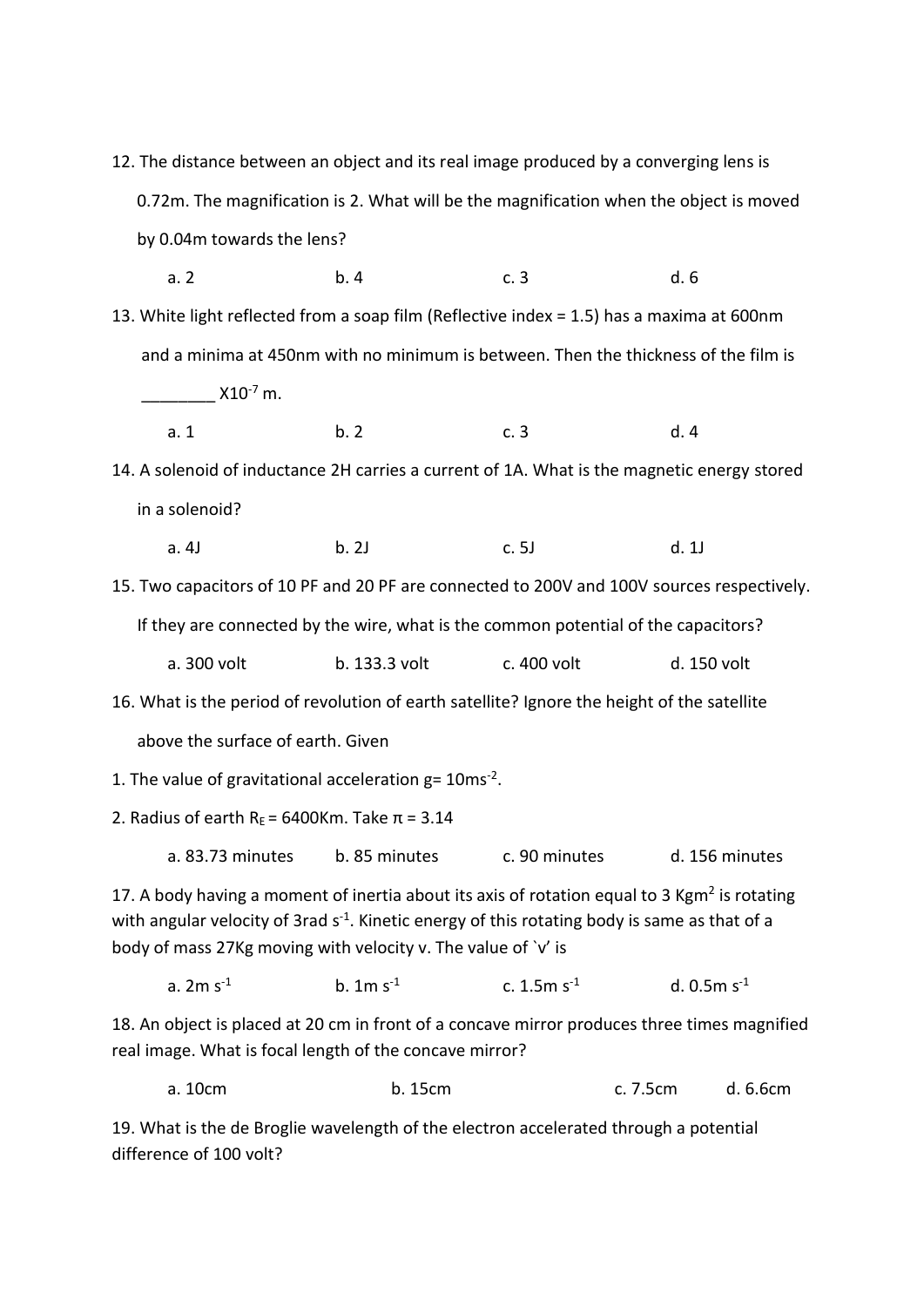12. The distance between an object and its real image produced by a converging lens is 0.72m. The magnification is 2. What will be the magnification when the object is moved by 0.04m towards the lens?

    a. 2 b. 4 c. 3 d. 6

13. White light reflected from a soap film (Reflective index = 1.5) has a maxima at 600nm and a minima at 450nm with no minimum is between. Then the thickness of the film is ________ $X10^{-7}$ m.

    a. 1 b. 2 c. 3 d. 4

14. A solenoid of inductance 2H carries a current of 1A. What is the magnetic energy stored in a solenoid?

    a. 4J b. 2J c. 5J d. 1J

15. Two capacitors of 10 PF and 20 PF are connected to 200V and 100V sources respectively. If they are connected by the wire, what is the common potential of the capacitors?

    a. 300 volt b. 133.3 volt c. 400 volt d. 150 volt

16. What is the period of revolution of earth satellite? Ignore the height of the satellite above the surface of earth. Given

1. The value of gravitational acceleration $g= 10ms^{-2}$.
2. Radius of earth $R_E$ = 6400Km. Take π = 3.14

    a. 83.73 minutes b. 85 minutes c. 90 minutes d. 156 minutes

17. A body having a moment of inertia about its axis of rotation equal to 3 $Kgm^2$ is rotating with angular velocity of 3rad $s^{-1}$. Kinetic energy of this rotating body is same as that of a body of mass 27Kg moving with velocity v. The value of `v' is

    a. 2m $s^{-1}$ b. 1m $s^{-1}$ c. 1.5m $s^{-1}$ d. 0.5m $s^{-1}$

18. An object is placed at 20 cm in front of a concave mirror produces three times magnified real image. What is focal length of the concave mirror?

    a. 10cm b. 15cm c. 7.5cm d. 6.6cm

19. What is the de Broglie wavelength of the electron accelerated through a potential difference of 100 volt?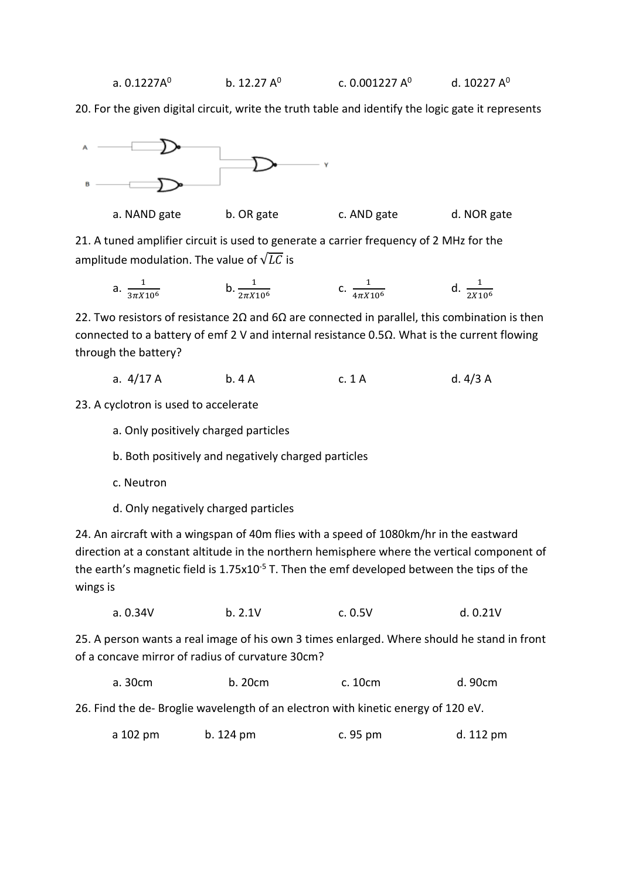a. 0.1227A⁰ b. 12.27 A⁰ c. 0.001227 A⁰ d. 10227 A⁰

20. For the given digital circuit, write the truth table and identify the logic gate it represents

a. NAND gate b. OR gate c. AND gate d. NOR gate

21. A tuned amplifier circuit is used to generate a carrier frequency of 2 MHz for the amplitude modulation. The value of $\sqrt{LC}$ is

a. $\frac{1}{3\pi X 10^6}$ b. $\frac{1}{2\pi X 10^6}$ c. $\frac{1}{4\pi X 10^6}$ d. $\frac{1}{2X 10^6}$

22. Two resistors of resistance 2Ω and 6Ω are connected in parallel, this combination is then connected to a battery of emf 2 V and internal resistance 0.5Ω. What is the current flowing through the battery?

a. 4/17 A b. 4 A c. 1 A d. 4/3 A

23. A cyclotron is used to accelerate

a. Only positively charged particles

b. Both positively and negatively charged particles

c. Neutron

d. Only negatively charged particles

24. An aircraft with a wingspan of 40m flies with a speed of 1080km/hr in the eastward direction at a constant altitude in the northern hemisphere where the vertical component of the earth's magnetic field is $1.75 \times 10^{-5}$ T. Then the emf developed between the tips of the wings is

a. 0.34V b. 2.1V c. 0.5V d. 0.21V

25. A person wants a real image of his own 3 times enlarged. Where should he stand in front of a concave mirror of radius of curvature 30cm?

a. 30cm b. 20cm c. 10cm d. 90cm

26. Find the de- Broglie wavelength of an electron with kinetic energy of 120 eV.

a 102 pm b. 124 pm c. 95 pm d. 112 pm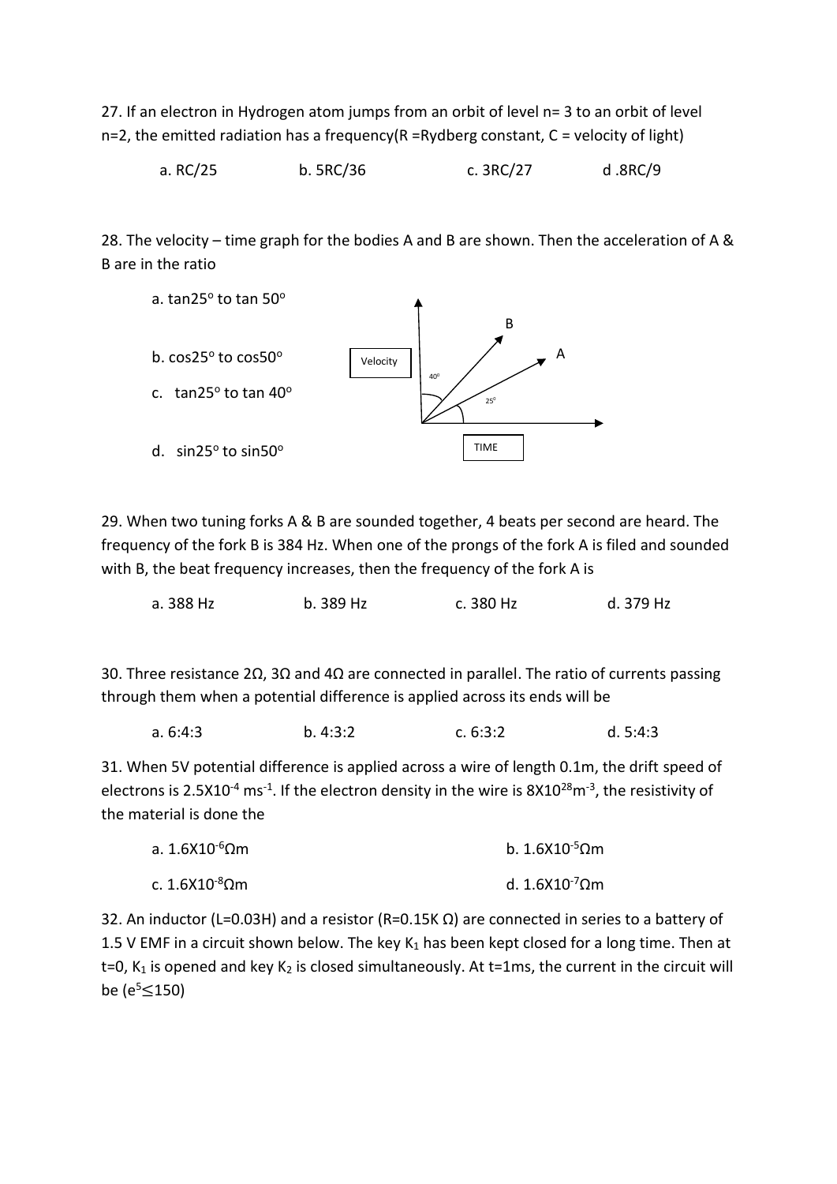27. If an electron in Hydrogen atom jumps from an orbit of level n= 3 to an orbit of level n=2, the emitted radiation has a frequency(R =Rydberg constant, C = velocity of light)

a. RC/25  b. 5RC/36  c. 3RC/27  d .8RC/9

28. The velocity – time graph for the bodies A and B are shown. Then the acceleration of A & B are in the ratio

a. tan25° to tan 50°

b. cos25° to cos50°

c. tan25° to tan 40°

d. sin25° to sin50°

Velocity

40°

25°

B

A

TIME

29. When two tuning forks A & B are sounded together, 4 beats per second are heard. The frequency of the fork B is 384 Hz. When one of the prongs of the fork A is filed and sounded with B, the beat frequency increases, then the frequency of the fork A is

a. 388 Hz  b. 389 Hz  c. 380 Hz  d. 379 Hz

30. Three resistance 2Ω, 3Ω and 4Ω are connected in parallel. The ratio of currents passing through them when a potential difference is applied across its ends will be

a. 6:4:3  b. 4:3:2  c. 6:3:2  d. 5:4:3

31. When 5V potential difference is applied across a wire of length 0.1m, the drift speed of electrons is $2.5\text{X}10^{-4}$ ms$^{-1}$. If the electron density in the wire is $8\text{X}10^{28}$m$^{-3}$, the resistivity of the material is done the

a. $1.6\text{X}10^{-6}$Ωm  b. $1.6\text{X}10^{-5}$Ωm

c. $1.6\text{X}10^{-8}$Ωm  d. $1.6\text{X}10^{-7}$Ωm

32. An inductor (L=0.03H) and a resistor (R=0.15K Ω) are connected in series to a battery of 1.5 V EMF in a circuit shown below. The key $K_1$ has been kept closed for a long time. Then at t=0, $K_1$ is opened and key $K_2$ is closed simultaneously. At t=1ms, the current in the circuit will be ($e^5 \leq 150$)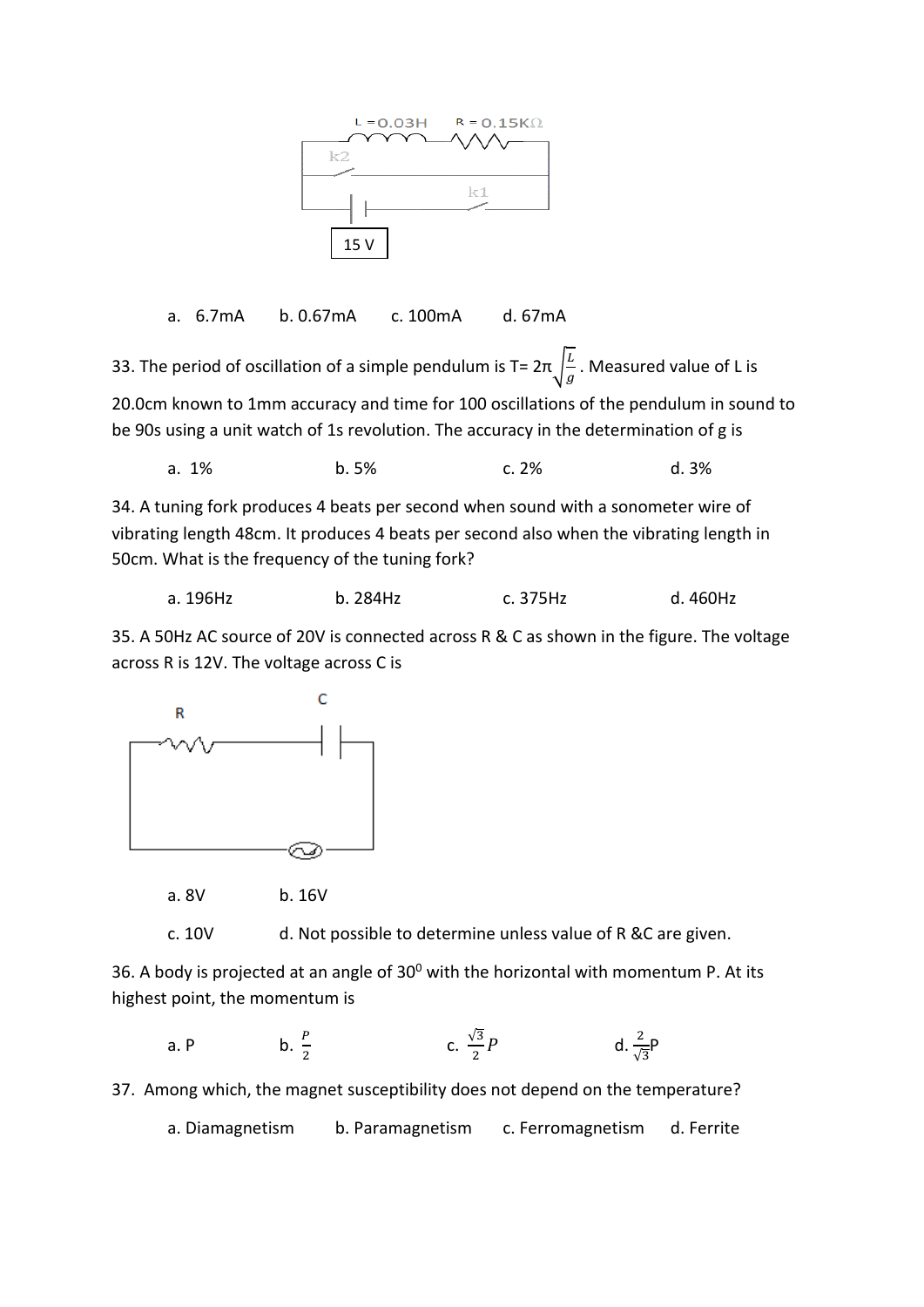L = 0.03H R = 0.15KΩ

k2

k1

15 V

a. 6.7mA b. 0.67mA c. 100mA d. 67mA

33. The period of oscillation of a simple pendulum is $T = 2\pi\sqrt{\frac{L}{g}}$. Measured value of L is 20.0cm known to 1mm accuracy and time for 100 oscillations of the pendulum in sound to be 90s using a unit watch of 1s revolution. The accuracy in the determination of g is

a. 1% b. 5% c. 2% d. 3%

34. A tuning fork produces 4 beats per second when sound with a sonometer wire of vibrating length 48cm. It produces 4 beats per second also when the vibrating length in 50cm. What is the frequency of the tuning fork?

a. 196Hz b. 284Hz c. 375Hz d. 460Hz

35. A 50Hz AC source of 20V is connected across R & C as shown in the figure. The voltage across R is 12V. The voltage across C is

R C

a. 8V b. 16V

c. 10V d. Not possible to determine unless value of R &C are given.

36. A body is projected at an angle of $30^0$ with the horizontal with momentum P. At its highest point, the momentum is

a. P b. $\frac{P}{2}$ c. $\frac{\sqrt{3}}{2}P$ d. $\frac{2}{\sqrt{3}}P$

37. Among which, the magnet susceptibility does not depend on the temperature?

a. Diamagnetism b. Paramagnetism c. Ferromagnetism d. Ferrite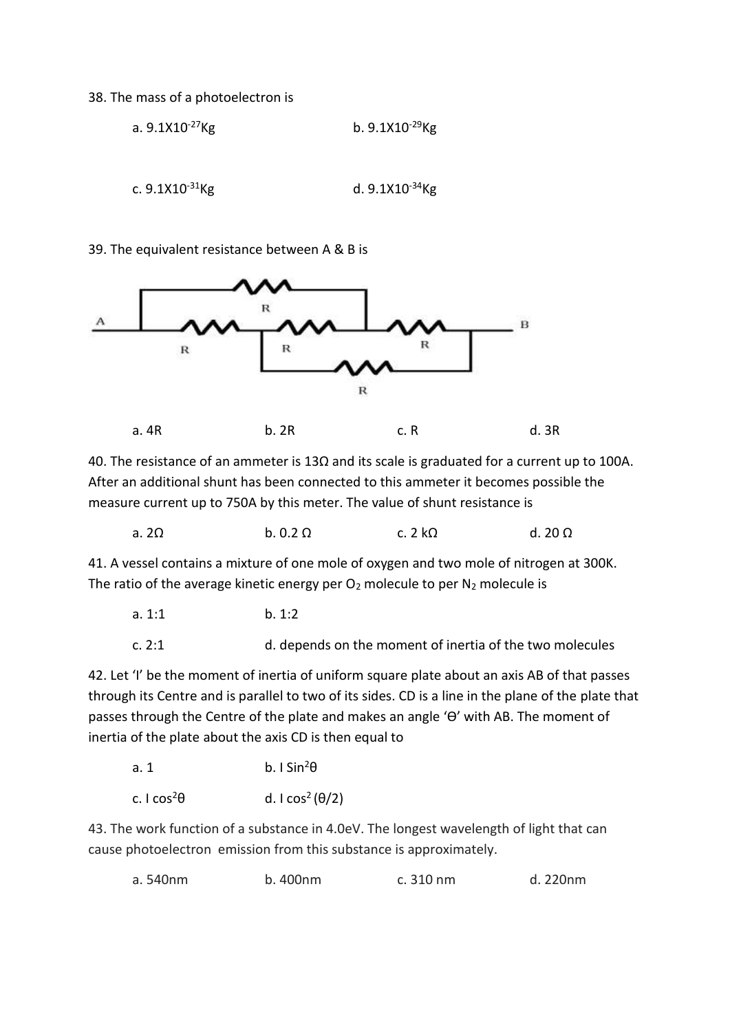38. The mass of a photoelectron is

a. $9.1X10^{-27}$Kg

b. $9.1X10^{-29}$Kg

c. $9.1X10^{-31}$Kg

d. $9.1X10^{-34}$Kg

39. The equivalent resistance between A & B is

a. 4R

b. 2R

c. R

d. 3R

40. The resistance of an ammeter is 13Ω and its scale is graduated for a current up to 100A. After an additional shunt has been connected to this ammeter it becomes possible the measure current up to 750A by this meter. The value of shunt resistance is

a. 2Ω

b. 0.2 Ω

c. 2 kΩ

d. 20 Ω

41. A vessel contains a mixture of one mole of oxygen and two mole of nitrogen at 300K. The ratio of the average kinetic energy per $O_2$ molecule to per $N_2$ molecule is

a. 1:1

b. 1:2

c. 2:1

d. depends on the moment of inertia of the two molecules

42. Let 'I' be the moment of inertia of uniform square plate about an axis AB of that passes through its Centre and is parallel to two of its sides. CD is a line in the plane of the plate that passes through the Centre of the plate and makes an angle 'Θ' with AB. The moment of inertia of the plate about the axis CD is then equal to

a. 1

b. I $\sin^2\theta$

c. I $\cos^2\theta$

d. I $\cos^2(\theta/2)$

43. The work function of a substance in 4.0eV. The longest wavelength of light that can cause photoelectron emission from this substance is approximately.

a. 540nm

b. 400nm

c. 310 nm

d. 220nm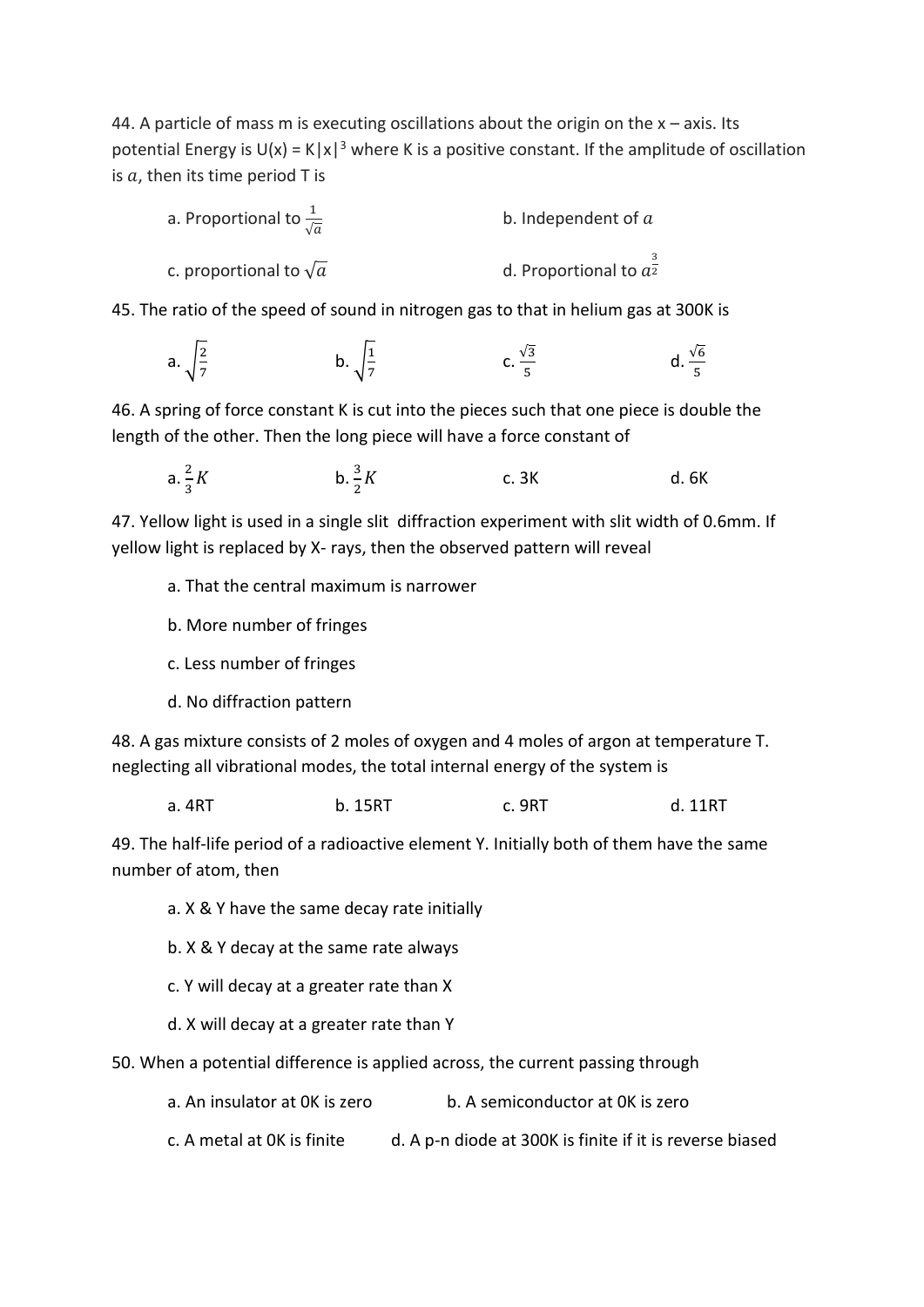44. A particle of mass m is executing oscillations about the origin on the x – axis. Its potential Energy is U(x) = K|x|$^3$ where K is a positive constant. If the amplitude of oscillation is $a$, then its time period T is

a. Proportional to $\frac{1}{\sqrt{a}}$

b. Independent of $a$

c. proportional to $\sqrt{a}$

d. Proportional to $a^{\frac{3}{2}}$

45. The ratio of the speed of sound in nitrogen gas to that in helium gas at 300K is

a. $\sqrt{\frac{2}{7}}$

b. $\sqrt{\frac{1}{7}}$

c. $\frac{\sqrt{3}}{5}$

d. $\frac{\sqrt{6}}{5}$

46. A spring of force constant K is cut into the pieces such that one piece is double the length of the other. Then the long piece will have a force constant of

a. $\frac{2}{3}K$

b. $\frac{3}{2}K$

c. 3K

d. 6K

47. Yellow light is used in a single slit diffraction experiment with slit width of 0.6mm. If yellow light is replaced by X- rays, then the observed pattern will reveal

a. That the central maximum is narrower

b. More number of fringes

c. Less number of fringes

d. No diffraction pattern

48. A gas mixture consists of 2 moles of oxygen and 4 moles of argon at temperature T. neglecting all vibrational modes, the total internal energy of the system is

a. 4RT

b. 15RT

c. 9RT

d. 11RT

49. The half-life period of a radioactive element Y. Initially both of them have the same number of atom, then

a. X & Y have the same decay rate initially

b. X & Y decay at the same rate always

c. Y will decay at a greater rate than X

d. X will decay at a greater rate than Y

50. When a potential difference is applied across, the current passing through

a. An insulator at 0K is zero

b. A semiconductor at 0K is zero

c. A metal at 0K is finite

d. A p-n diode at 300K is finite if it is reverse biased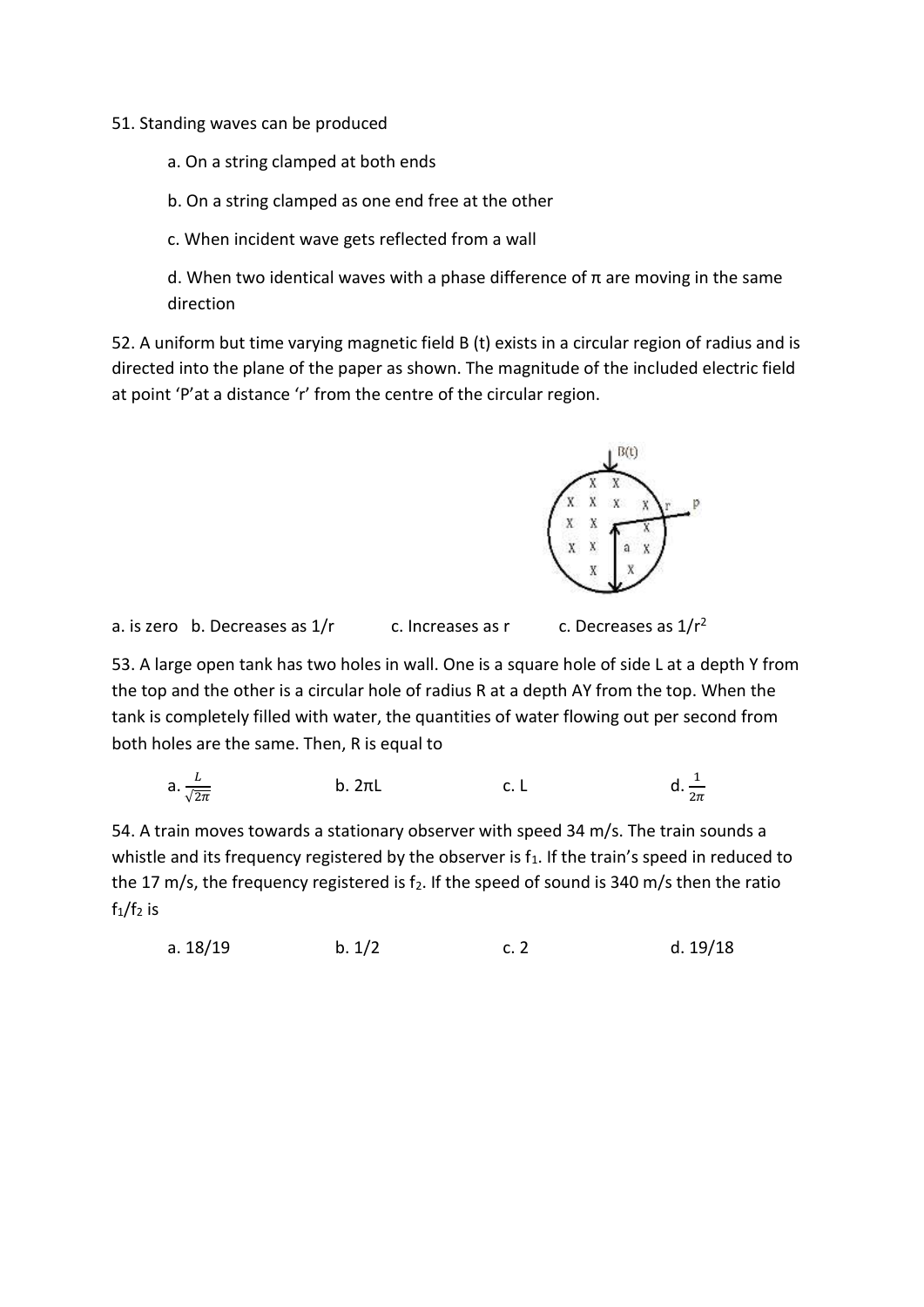51. Standing waves can be produced

a. On a string clamped at both ends

b. On a string clamped as one end free at the other

c. When incident wave gets reflected from a wall

d. When two identical waves with a phase difference of π are moving in the same direction

52. A uniform but time varying magnetic field B (t) exists in a circular region of radius and is directed into the plane of the paper as shown. The magnitude of the included electric field at point 'P'at a distance 'r' from the centre of the circular region.

a. is zero b. Decreases as 1/r c. Increases as r c. Decreases as $1/r^2$

53. A large open tank has two holes in wall. One is a square hole of side L at a depth Y from the top and the other is a circular hole of radius R at a depth AY from the top. When the tank is completely filled with water, the quantities of water flowing out per second from both holes are the same. Then, R is equal to

a. $\frac{L}{\sqrt{2\pi}}$ b. 2πL c. L d. $\frac{1}{2\pi}$

54. A train moves towards a stationary observer with speed 34 m/s. The train sounds a whistle and its frequency registered by the observer is $f_1$. If the train's speed in reduced to the 17 m/s, the frequency registered is $f_2$. If the speed of sound is 340 m/s then the ratio $f_1/f_2$ is

a. 18/19 b. 1/2 c. 2 d. 19/18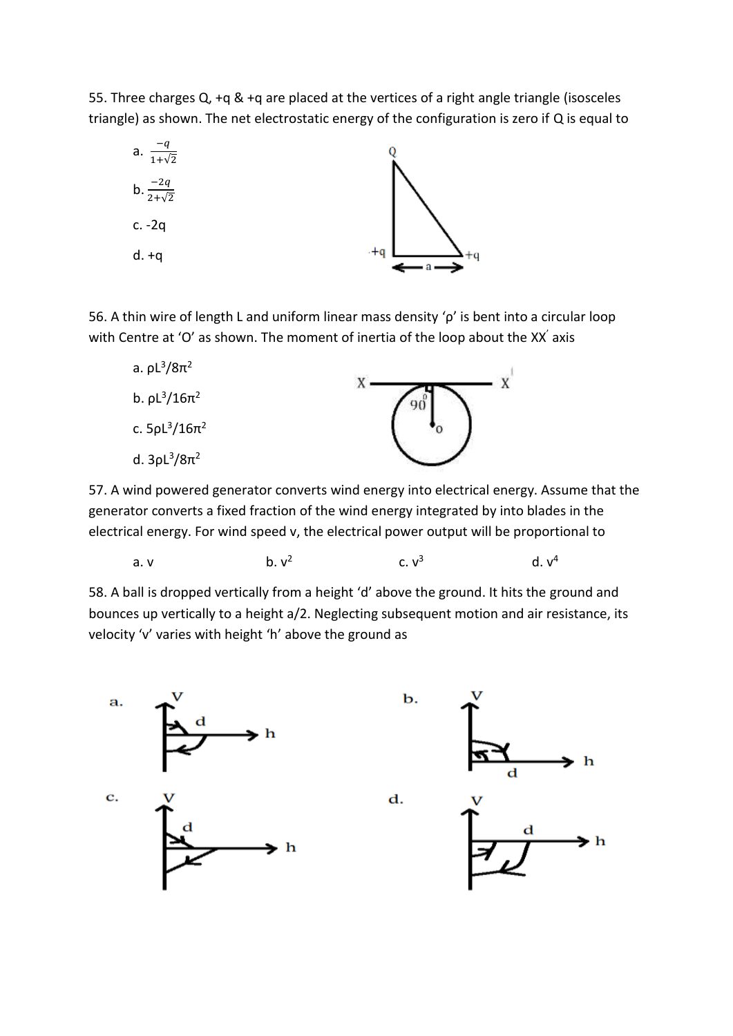55. Three charges Q, +q & +q are placed at the vertices of a right angle triangle (isosceles triangle) as shown. The net electrostatic energy of the configuration is zero if Q is equal to

a. $\frac{-q}{1+\sqrt{2}}$

b. $\frac{-2q}{2+\sqrt{2}}$

c. -2q

d. +q

56. A thin wire of length L and uniform linear mass density 'ρ' is bent into a circular loop with Centre at 'O' as shown. The moment of inertia of the loop about the XX' axis

a. $\rho L^3/8\pi^2$

b. $\rho L^3/16\pi^2$

c. $5\rho L^3/16\pi^2$

d. $3\rho L^3/8\pi^2$

57. A wind powered generator converts wind energy into electrical energy. Assume that the generator converts a fixed fraction of the wind energy integrated by into blades in the electrical energy. For wind speed v, the electrical power output will be proportional to

a. v  b. $v^2$  c. $v^3$  d. $v^4$

58. A ball is dropped vertically from a height 'd' above the ground. It hits the ground and bounces up vertically to a height a/2. Neglecting subsequent motion and air resistance, its velocity 'v' varies with height 'h' above the ground as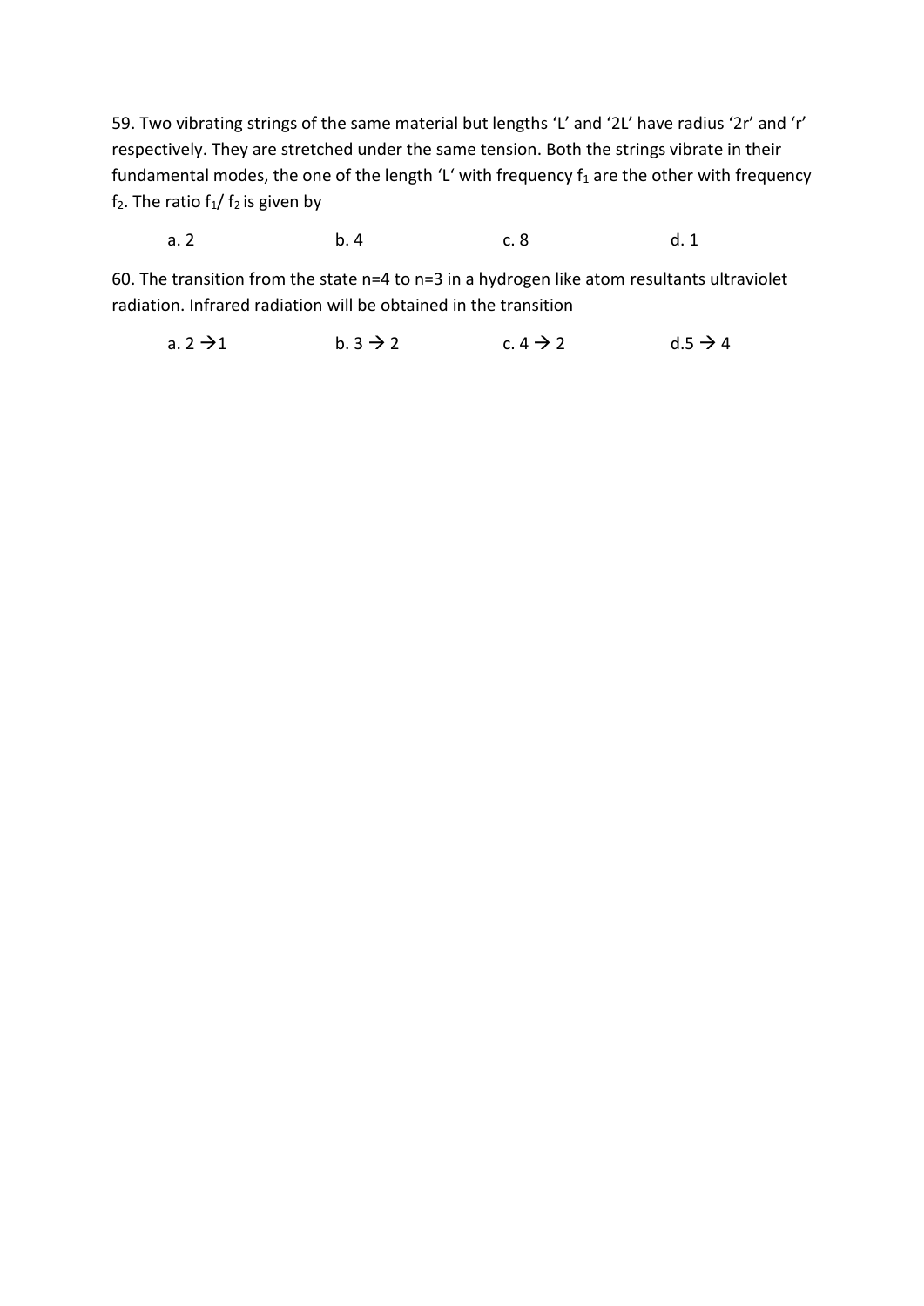59. Two vibrating strings of the same material but lengths 'L' and '2L' have radius '2r' and 'r' respectively. They are stretched under the same tension. Both the strings vibrate in their fundamental modes, the one of the length 'L' with frequency $f_1$ are the other with frequency $f_2$. The ratio $f_1/ f_2$ is given by

a. 2 b. 4 c. 8 d. 1

60. The transition from the state n=4 to n=3 in a hydrogen like atom resultants ultraviolet radiation. Infrared radiation will be obtained in the transition

a. 2 → 1 b. 3 → 2 c. 4 → 2 d. 5 → 4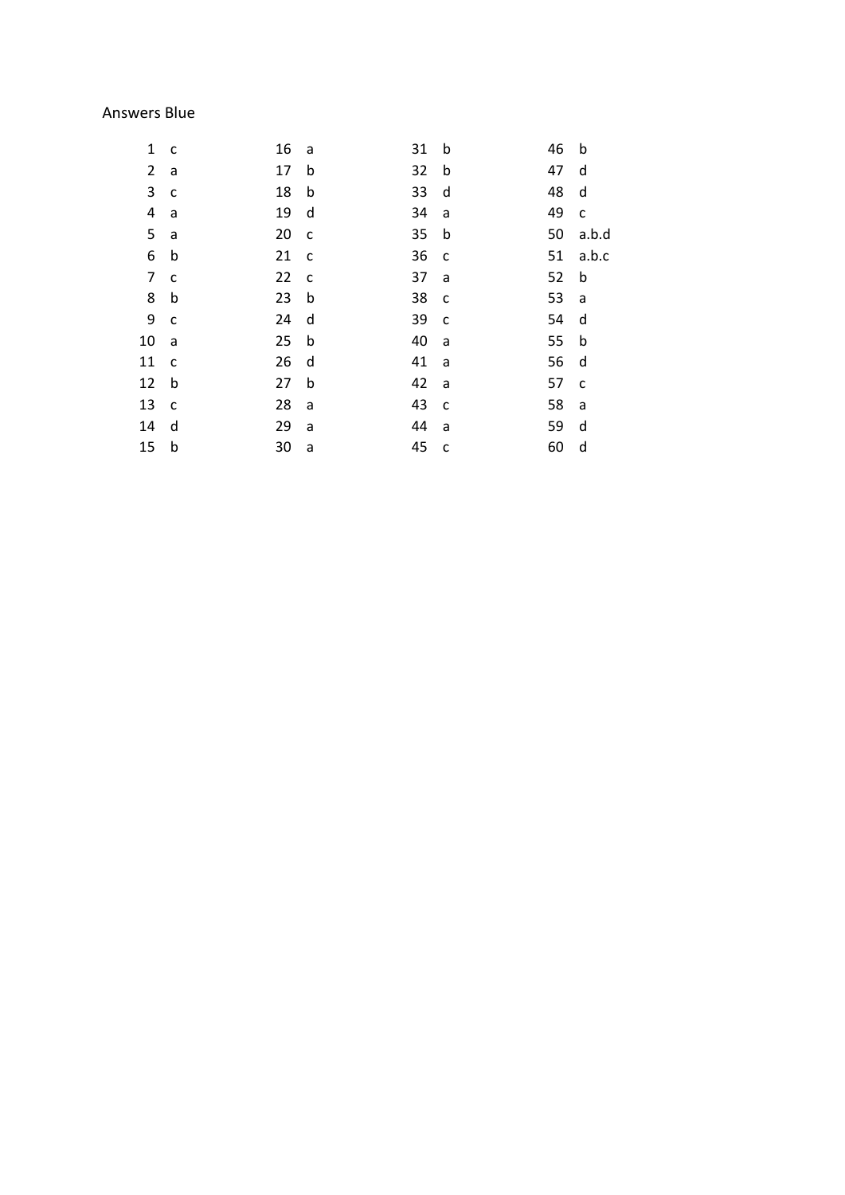Answers Blue

| | | | | | | | |
|---|---|---|---|---|---|---|---|
| 1 | c | 16 | a | 31 | b | 46 | b |
| 2 | a | 17 | b | 32 | b | 47 | d |
| 3 | c | 18 | b | 33 | d | 48 | d |
| 4 | a | 19 | d | 34 | a | 49 | c |
| 5 | a | 20 | c | 35 | b | 50 | a.b.d |
| 6 | b | 21 | c | 36 | c | 51 | a.b.c |
| 7 | c | 22 | c | 37 | a | 52 | b |
| 8 | b | 23 | b | 38 | c | 53 | a |
| 9 | c | 24 | d | 39 | c | 54 | d |
| 10 | a | 25 | b | 40 | a | 55 | b |
| 11 | c | 26 | d | 41 | a | 56 | d |
| 12 | b | 27 | b | 42 | a | 57 | c |
| 13 | c | 28 | a | 43 | c | 58 | a |
| 14 | d | 29 | a | 44 | a | 59 | d |
| 15 | b | 30 | a | 45 | c | 60 | d |